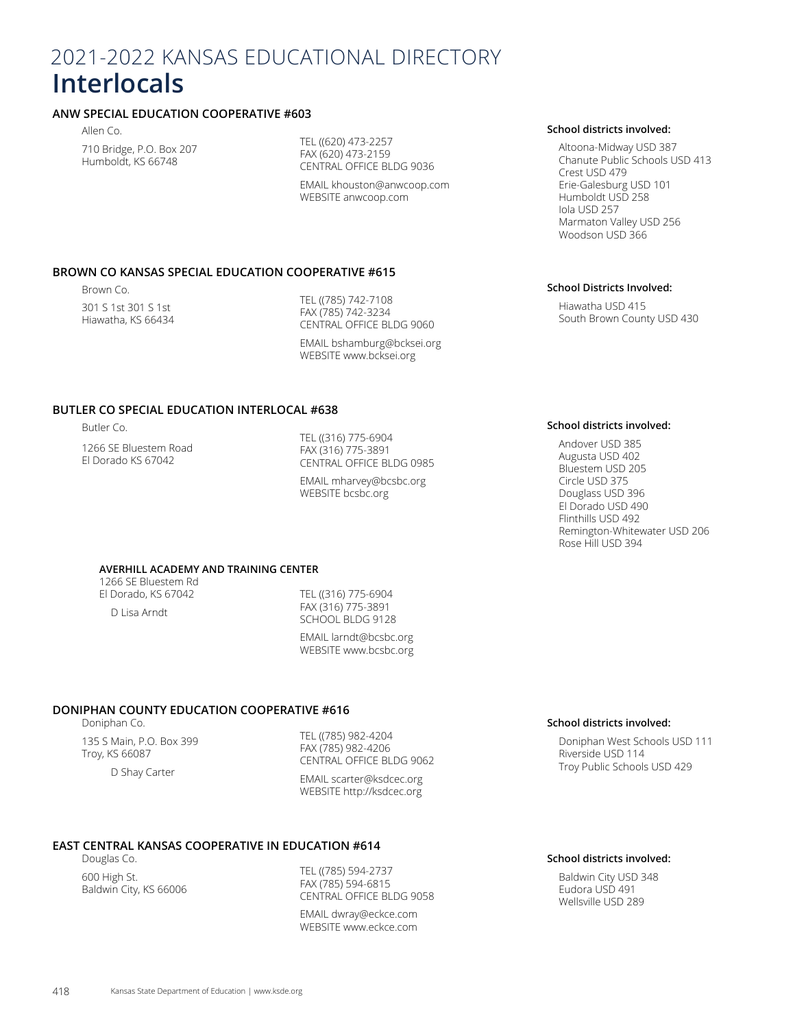# 2021-2022 KANSAS EDUCATIONAL DIRECTORY

## Interlocals

### ANW SPECIAL EDUCATION COOPERATIVE #603

Allen Co.

710 Bridge, P.O. Box 207
Humboldt, KS 66748

TEL ((620) 473-2257
FAX (620) 473-2159
CENTRAL OFFICE BLDG 9036

EMAIL khouston@anwcoop.com
WEBSITE anwcoop.com

**School districts involved:**

Altoona-Midway USD 387
Chanute Public Schools USD 413
Crest USD 479
Erie-Galesburg USD 101
Humboldt USD 258
Iola USD 257
Marmaton Valley USD 256
Woodson USD 366

### BROWN CO KANSAS SPECIAL EDUCATION COOPERATIVE #615

Brown Co.

301 S 1st 301 S 1st
Hiawatha, KS 66434

TEL ((785) 742-7108
FAX (785) 742-3234
CENTRAL OFFICE BLDG 9060

EMAIL bshamburg@bcksei.org
WEBSITE www.bcksei.org

**School Districts Involved:**

Hiawatha USD 415
South Brown County USD 430

### BUTLER CO SPECIAL EDUCATION INTERLOCAL #638

Butler Co.

1266 SE Bluestem Road
El Dorado KS 67042

TEL ((316) 775-6904
FAX (316) 775-3891
CENTRAL OFFICE BLDG 0985

EMAIL mharvey@bcsbc.org
WEBSITE bcsbc.org

**School districts involved:**

Andover USD 385
Augusta USD 402
Bluestem USD 205
Circle USD 375
Douglass USD 396
El Dorado USD 490
Flinthills USD 492
Remington-Whitewater USD 206
Rose Hill USD 394

#### AVERHILL ACADEMY AND TRAINING CENTER

1266 SE Bluestem Rd
El Dorado, KS 67042

D Lisa Arndt

TEL ((316) 775-6904
FAX (316) 775-3891
SCHOOL BLDG 9128

EMAIL larndt@bcsbc.org
WEBSITE www.bcsbc.org

### DONIPHAN COUNTY EDUCATION COOPERATIVE #616

Doniphan Co.

135 S Main, P.O. Box 399
Troy, KS 66087

D Shay Carter

TEL ((785) 982-4204
FAX (785) 982-4206
CENTRAL OFFICE BLDG 9062

EMAIL scarter@ksdcec.org
WEBSITE http://ksdcec.org

**School districts involved:**

Doniphan West Schools USD 111
Riverside USD 114
Troy Public Schools USD 429

### EAST CENTRAL KANSAS COOPERATIVE IN EDUCATION #614

Douglas Co.

600 High St.
Baldwin City, KS 66006

TEL ((785) 594-2737
FAX (785) 594-6815
CENTRAL OFFICE BLDG 9058

EMAIL dwray@eckce.com
WEBSITE www.eckce.com

**School districts involved:**

Baldwin City USD 348
Eudora USD 491
Wellsville USD 289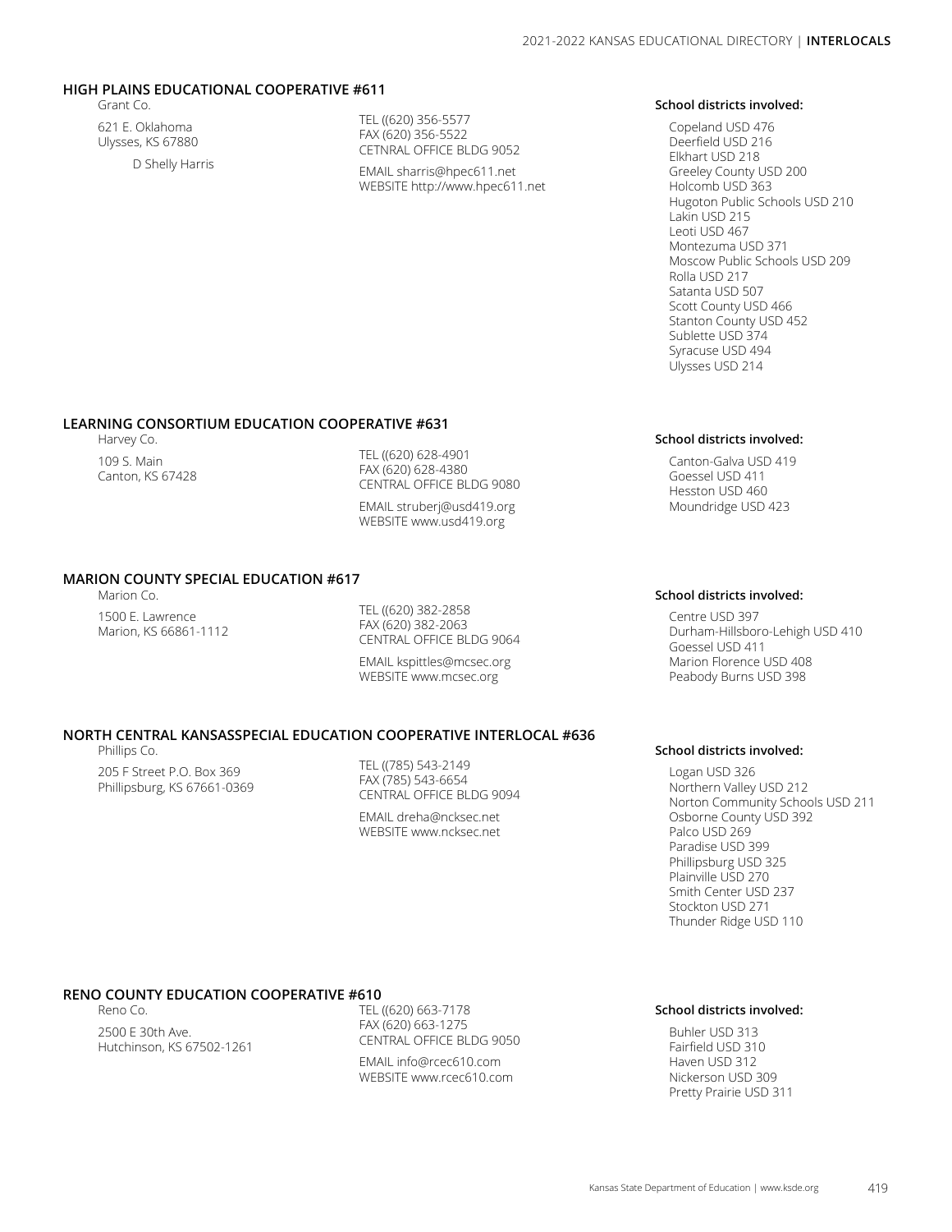## HIGH PLAINS EDUCATIONAL COOPERATIVE #611

Grant Co.

621 E. Oklahoma
Ulysses, KS 67880

D Shelly Harris

TEL ((620) 356-5577
FAX (620) 356-5522
CETNRAL OFFICE BLDG 9052

EMAIL sharris@hpec611.net
WEBSITE http://www.hpec611.net

**School districts involved:**

- Copeland USD 476
- Deerfield USD 216
- Elkhart USD 218
- Greeley County USD 200
- Holcomb USD 363
- Hugoton Public Schools USD 210
- Lakin USD 215
- Leoti USD 467
- Montezuma USD 371
- Moscow Public Schools USD 209
- Rolla USD 217
- Satanta USD 507
- Scott County USD 466
- Stanton County USD 452
- Sublette USD 374
- Syracuse USD 494
- Ulysses USD 214

## LEARNING CONSORTIUM EDUCATION COOPERATIVE #631

Harvey Co.

109 S. Main
Canton, KS 67428

TEL ((620) 628-4901
FAX (620) 628-4380
CENTRAL OFFICE BLDG 9080

EMAIL struberj@usd419.org
WEBSITE www.usd419.org

**School districts involved:**

- Canton-Galva USD 419
- Goessel USD 411
- Hesston USD 460
- Moundridge USD 423

## MARION COUNTY SPECIAL EDUCATION #617

Marion Co.

1500 E. Lawrence
Marion, KS 66861-1112

TEL ((620) 382-2858
FAX (620) 382-2063
CENTRAL OFFICE BLDG 9064

EMAIL kspittles@mcsec.org
WEBSITE www.mcsec.org

**School districts involved:**

- Centre USD 397
- Durham-Hillsboro-Lehigh USD 410
- Goessel USD 411
- Marion Florence USD 408
- Peabody Burns USD 398

## NORTH CENTRAL KANSASSPECIAL EDUCATION COOPERATIVE INTERLOCAL #636

Phillips Co.

205 F Street P.O. Box 369
Phillipsburg, KS 67661-0369

TEL ((785) 543-2149
FAX (785) 543-6654
CENTRAL OFFICE BLDG 9094

EMAIL dreha@ncksec.net
WEBSITE www.ncksec.net

**School districts involved:**

- Logan USD 326
- Northern Valley USD 212
- Norton Community Schools USD 211
- Osborne County USD 392
- Palco USD 269
- Paradise USD 399
- Phillipsburg USD 325
- Plainville USD 270
- Smith Center USD 237
- Stockton USD 271
- Thunder Ridge USD 110

## RENO COUNTY EDUCATION COOPERATIVE #610

Reno Co.

2500 E 30th Ave.
Hutchinson, KS 67502-1261

TEL ((620) 663-7178
FAX (620) 663-1275
CENTRAL OFFICE BLDG 9050

EMAIL info@rcec610.com
WEBSITE www.rcec610.com

**School districts involved:**

- Buhler USD 313
- Fairfield USD 310
- Haven USD 312
- Nickerson USD 309
- Pretty Prairie USD 311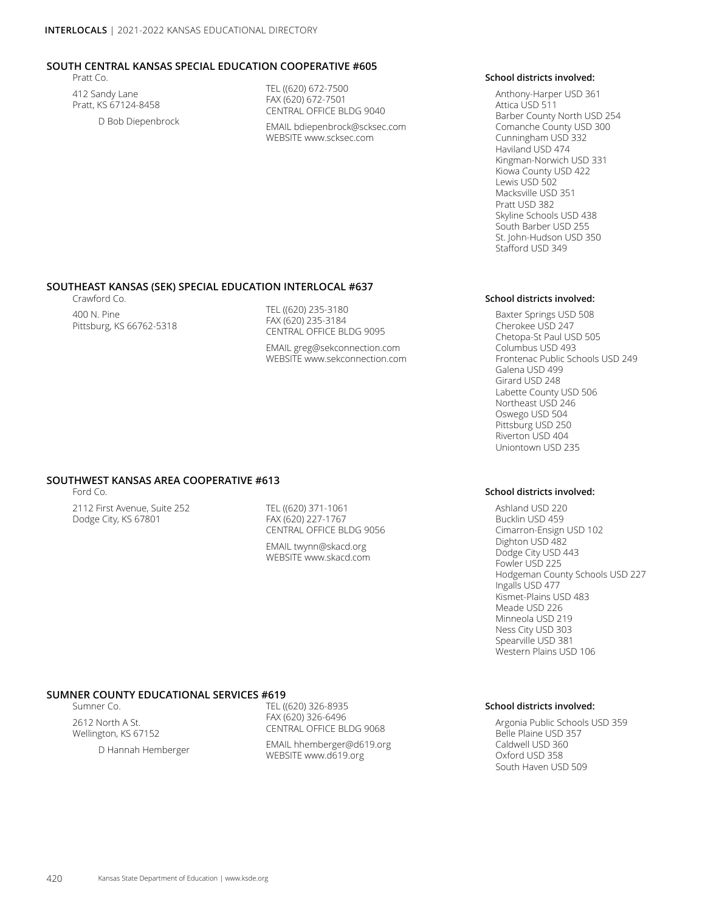## SOUTH CENTRAL KANSAS SPECIAL EDUCATION COOPERATIVE #605

Pratt Co.

412 Sandy Lane
Pratt, KS 67124-8458

D Bob Diepenbrock

TEL ((620) 672-7500
FAX (620) 672-7501
CENTRAL OFFICE BLDG 9040

EMAIL bdiepenbrock@scksec.com
WEBSITE www.scksec.com

**School districts involved:**

- Anthony-Harper USD 361
- Attica USD 511
- Barber County North USD 254
- Comanche County USD 300
- Cunningham USD 332
- Haviland USD 474
- Kingman-Norwich USD 331
- Kiowa County USD 422
- Lewis USD 502
- Macksville USD 351
- Pratt USD 382
- Skyline Schools USD 438
- South Barber USD 255
- St. John-Hudson USD 350
- Stafford USD 349

## SOUTHEAST KANSAS (SEK) SPECIAL EDUCATION INTERLOCAL #637

Crawford Co.

400 N. Pine
Pittsburg, KS 66762-5318

TEL ((620) 235-3180
FAX (620) 235-3184
CENTRAL OFFICE BLDG 9095

EMAIL greg@sekconnection.com
WEBSITE www.sekconnection.com

**School districts involved:**

- Baxter Springs USD 508
- Cherokee USD 247
- Chetopa-St Paul USD 505
- Columbus USD 493
- Frontenac Public Schools USD 249
- Galena USD 499
- Girard USD 248
- Labette County USD 506
- Northeast USD 246
- Oswego USD 504
- Pittsburg USD 250
- Riverton USD 404
- Uniontown USD 235

## SOUTHWEST KANSAS AREA COOPERATIVE #613

Ford Co.

2112 First Avenue, Suite 252
Dodge City, KS 67801

TEL ((620) 371-1061
FAX (620) 227-1767
CENTRAL OFFICE BLDG 9056

EMAIL twynn@skacd.org
WEBSITE www.skacd.com

**School districts involved:**

- Ashland USD 220
- Bucklin USD 459
- Cimarron-Ensign USD 102
- Dighton USD 482
- Dodge City USD 443
- Fowler USD 225
- Hodgeman County Schools USD 227
- Ingalls USD 477
- Kismet-Plains USD 483
- Meade USD 226
- Minneola USD 219
- Ness City USD 303
- Spearville USD 381
- Western Plains USD 106

## SUMNER COUNTY EDUCATIONAL SERVICES #619

Sumner Co.

2612 North A St.
Wellington, KS 67152

D Hannah Hemberger

TEL ((620) 326-8935
FAX (620) 326-6496
CENTRAL OFFICE BLDG 9068

EMAIL hhemberger@d619.org
WEBSITE www.d619.org

**School districts involved:**

- Argonia Public Schools USD 359
- Belle Plaine USD 357
- Caldwell USD 360
- Oxford USD 358
- South Haven USD 509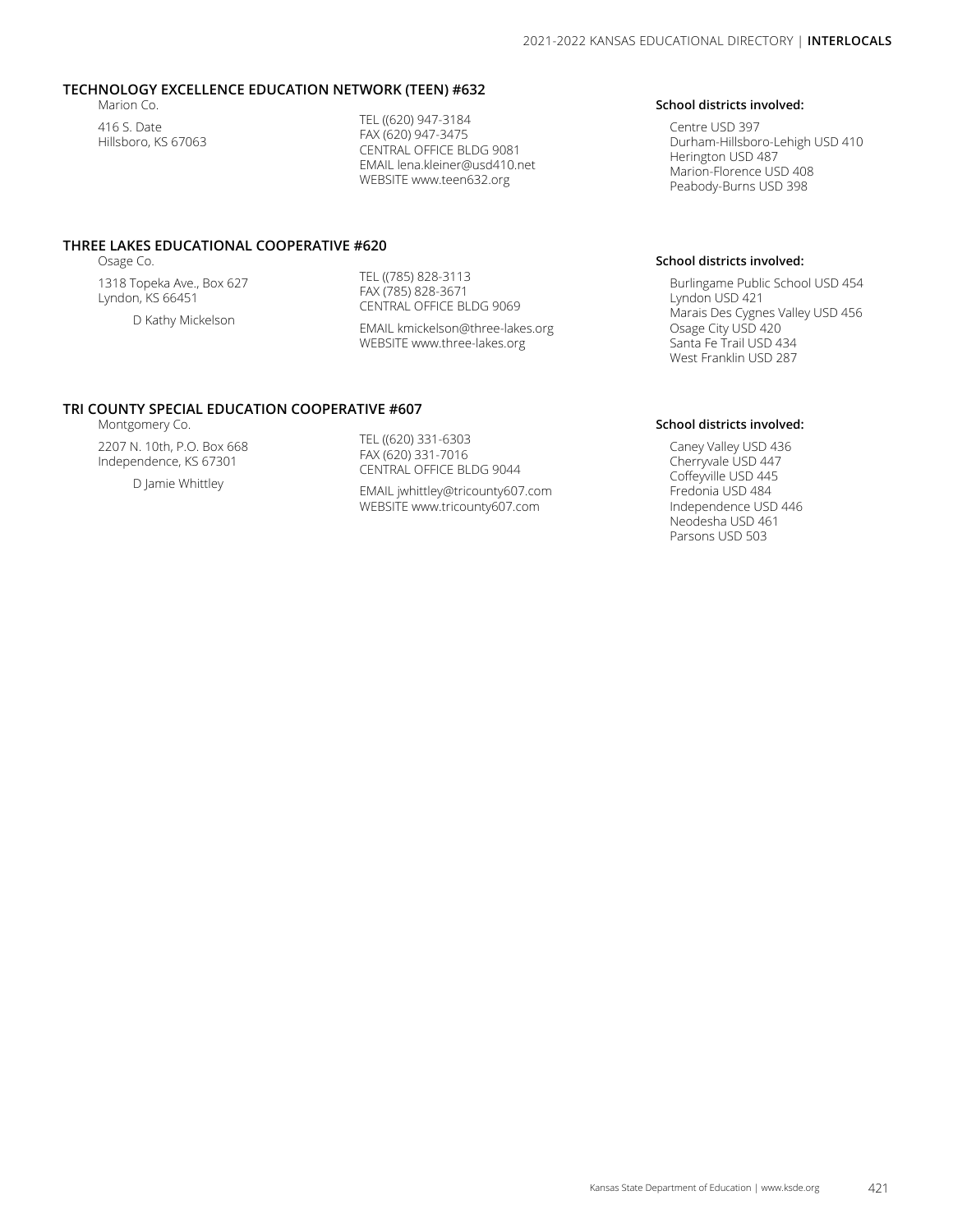### TECHNOLOGY EXCELLENCE EDUCATION NETWORK (TEEN) #632

Marion Co.

416 S. Date
Hillsboro, KS 67063

TEL ((620) 947-3184
FAX (620) 947-3475
CENTRAL OFFICE BLDG 9081
EMAIL lena.kleiner@usd410.net
WEBSITE www.teen632.org

**School districts involved:**

Centre USD 397
Durham-Hillsboro-Lehigh USD 410
Herington USD 487
Marion-Florence USD 408
Peabody-Burns USD 398

### THREE LAKES EDUCATIONAL COOPERATIVE #620

Osage Co.

1318 Topeka Ave., Box 627
Lyndon, KS 66451

D Kathy Mickelson

TEL ((785) 828-3113
FAX (785) 828-3671
CENTRAL OFFICE BLDG 9069

EMAIL kmickelson@three-lakes.org
WEBSITE www.three-lakes.org

**School districts involved:**

Burlingame Public School USD 454
Lyndon USD 421
Marais Des Cygnes Valley USD 456
Osage City USD 420
Santa Fe Trail USD 434
West Franklin USD 287

### TRI COUNTY SPECIAL EDUCATION COOPERATIVE #607

Montgomery Co.

2207 N. 10th, P.O. Box 668
Independence, KS 67301

D Jamie Whittley

TEL ((620) 331-6303
FAX (620) 331-7016
CENTRAL OFFICE BLDG 9044

EMAIL jwhittley@tricounty607.com
WEBSITE www.tricounty607.com

**School districts involved:**

Caney Valley USD 436
Cherryvale USD 447
Coffeyville USD 445
Fredonia USD 484
Independence USD 446
Neodesha USD 461
Parsons USD 503